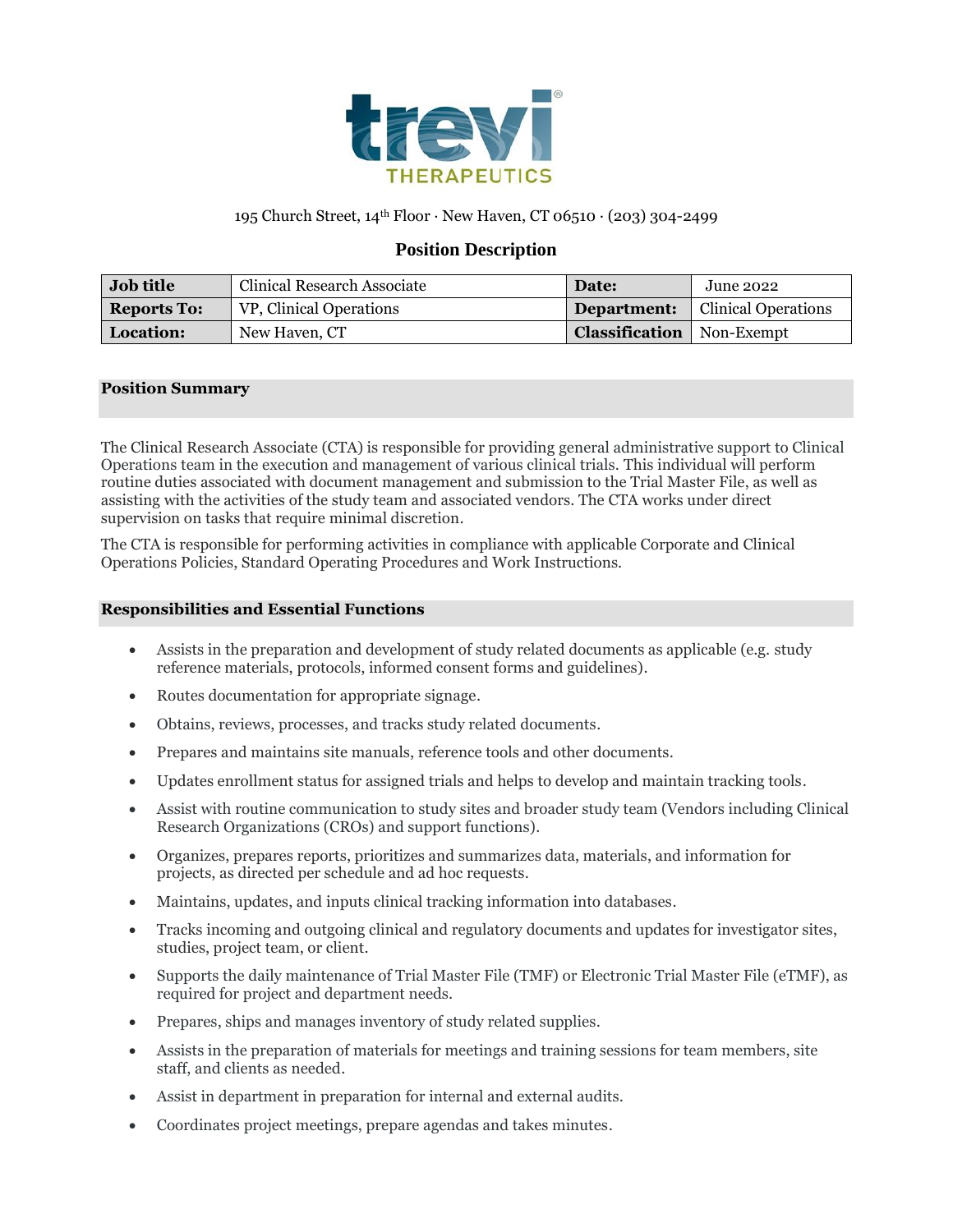# trevi THERAPEUTICS

195 Church Street, 14th Floor · New Haven, CT 06510 · (203) 304-2499

## Position Description

| **Job title** | Clinical Research Associate | **Date:** | June 2022 |
|---|---|---|---|
| **Reports To:** | VP, Clinical Operations | **Department:** | Clinical Operations |
| **Location:** | New Haven, CT | **Classification** | Non-Exempt |

### Position Summary

The Clinical Research Associate (CTA) is responsible for providing general administrative support to Clinical Operations team in the execution and management of various clinical trials. This individual will perform routine duties associated with document management and submission to the Trial Master File, as well as assisting with the activities of the study team and associated vendors. The CTA works under direct supervision on tasks that require minimal discretion.

The CTA is responsible for performing activities in compliance with applicable Corporate and Clinical Operations Policies, Standard Operating Procedures and Work Instructions.

### Responsibilities and Essential Functions

- Assists in the preparation and development of study related documents as applicable (e.g. study reference materials, protocols, informed consent forms and guidelines).
- Routes documentation for appropriate signage.
- Obtains, reviews, processes, and tracks study related documents.
- Prepares and maintains site manuals, reference tools and other documents.
- Updates enrollment status for assigned trials and helps to develop and maintain tracking tools.
- Assist with routine communication to study sites and broader study team (Vendors including Clinical Research Organizations (CROs) and support functions).
- Organizes, prepares reports, prioritizes and summarizes data, materials, and information for projects, as directed per schedule and ad hoc requests.
- Maintains, updates, and inputs clinical tracking information into databases.
- Tracks incoming and outgoing clinical and regulatory documents and updates for investigator sites, studies, project team, or client.
- Supports the daily maintenance of Trial Master File (TMF) or Electronic Trial Master File (eTMF), as required for project and department needs.
- Prepares, ships and manages inventory of study related supplies.
- Assists in the preparation of materials for meetings and training sessions for team members, site staff, and clients as needed.
- Assist in department in preparation for internal and external audits.
- Coordinates project meetings, prepare agendas and takes minutes.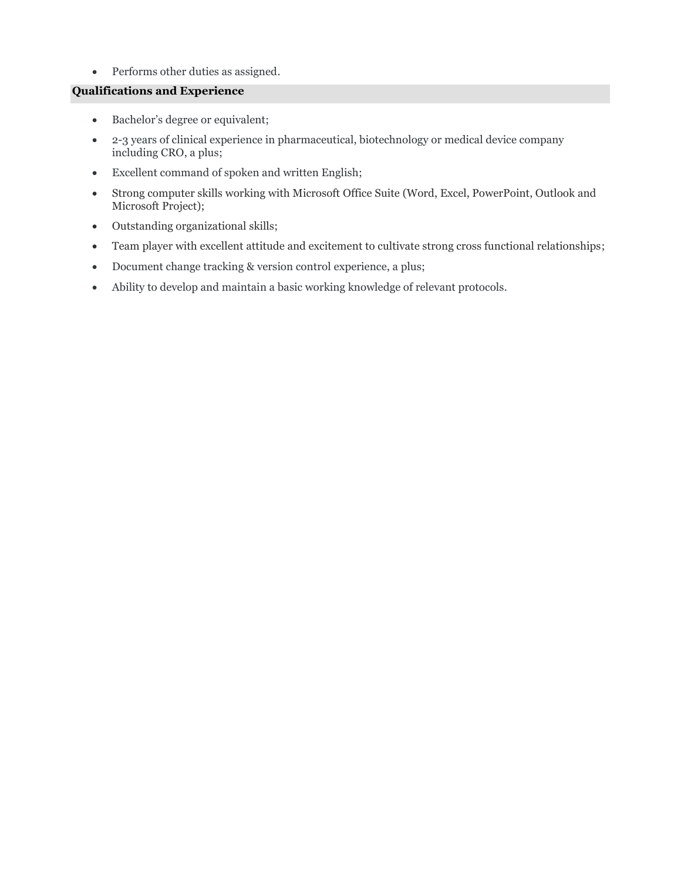- Performs other duties as assigned.

## Qualifications and Experience

- Bachelor's degree or equivalent;
- 2-3 years of clinical experience in pharmaceutical, biotechnology or medical device company including CRO, a plus;
- Excellent command of spoken and written English;
- Strong computer skills working with Microsoft Office Suite (Word, Excel, PowerPoint, Outlook and Microsoft Project);
- Outstanding organizational skills;
- Team player with excellent attitude and excitement to cultivate strong cross functional relationships;
- Document change tracking & version control experience, a plus;
- Ability to develop and maintain a basic working knowledge of relevant protocols.